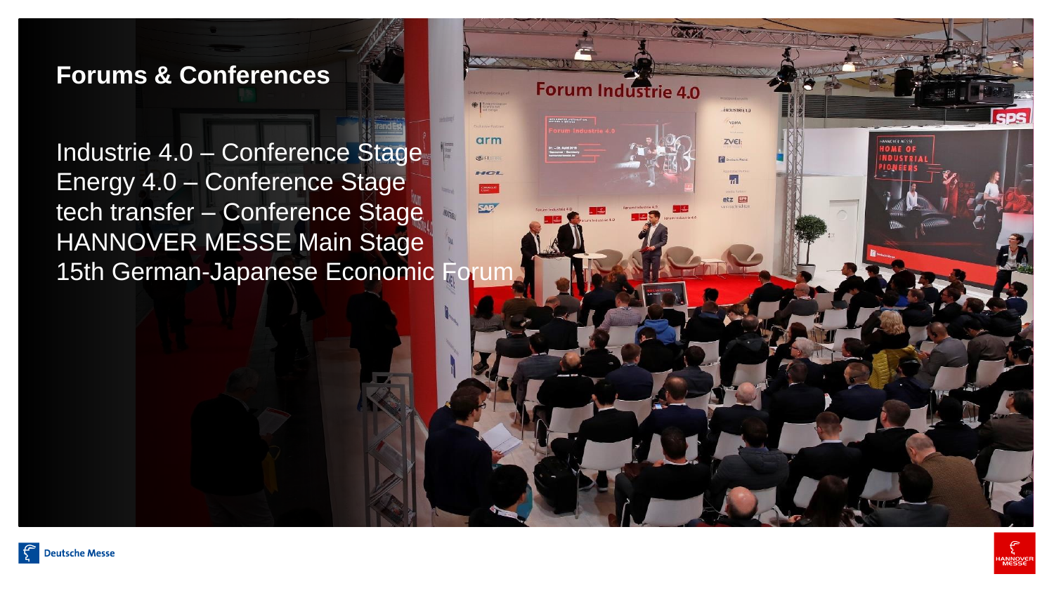# Forums & Conferences

Industrie 4.0 – Conference Stage
Energy 4.0 – Conference Stage
tech transfer – Conference Stage
HANNOVER MESSE Main Stage
15th German-Japanese Economic Forum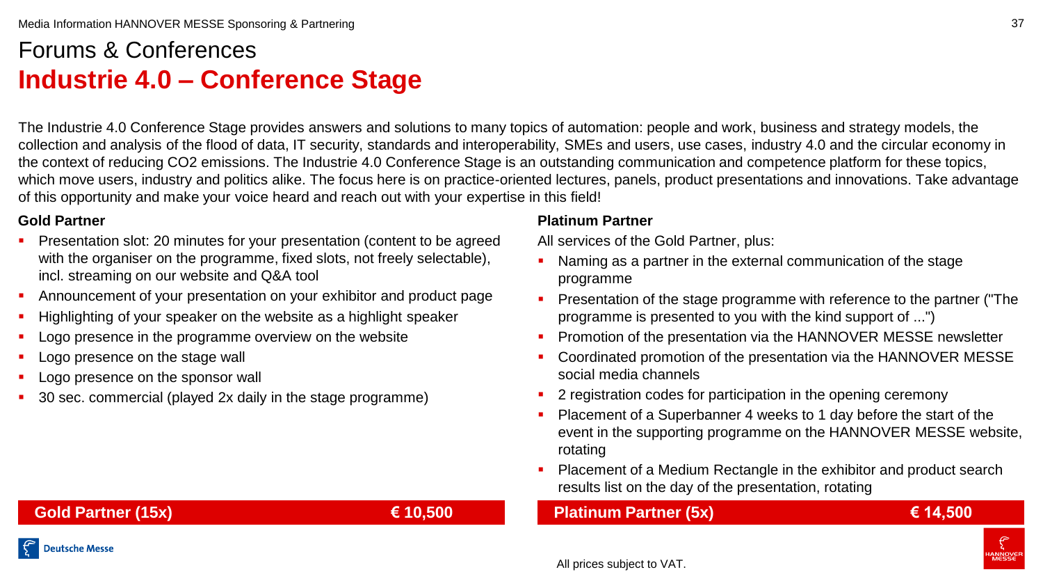# Forums & Conferences

## Industrie 4.0 – Conference Stage

The Industrie 4.0 Conference Stage provides answers and solutions to many topics of automation: people and work, business and strategy models, the collection and analysis of the flood of data, IT security, standards and interoperability, SMEs and users, use cases, industry 4.0 and the circular economy in the context of reducing $CO_2$ emissions. The Industrie 4.0 Conference Stage is an outstanding communication and competence platform for these topics, which move users, industry and politics alike. The focus here is on practice-oriented lectures, panels, product presentations and innovations. Take advantage of this opportunity and make your voice heard and reach out with your expertise in this field!

### Gold Partner

- Presentation slot: 20 minutes for your presentation (content to be agreed with the organiser on the programme, fixed slots, not freely selectable), incl. streaming on our website and Q&A tool
- Announcement of your presentation on your exhibitor and product page
- Highlighting of your speaker on the website as a highlight speaker
- Logo presence in the programme overview on the website
- Logo presence on the stage wall
- Logo presence on the sponsor wall
- 30 sec. commercial (played 2x daily in the stage programme)

**Gold Partner (15x) — € 10,500**

### Platinum Partner

All services of the Gold Partner, plus:

- Naming as a partner in the external communication of the stage programme
- Presentation of the stage programme with reference to the partner ("The programme is presented to you with the kind support of ...")
- Promotion of the presentation via the HANNOVER MESSE newsletter
- Coordinated promotion of the presentation via the HANNOVER MESSE social media channels
- 2 registration codes for participation in the opening ceremony
- Placement of a Superbanner 4 weeks to 1 day before the start of the event in the supporting programme on the HANNOVER MESSE website, rotating
- Placement of a Medium Rectangle in the exhibitor and product search results list on the day of the presentation, rotating

**Platinum Partner (5x) — € 14,500**

All prices subject to VAT.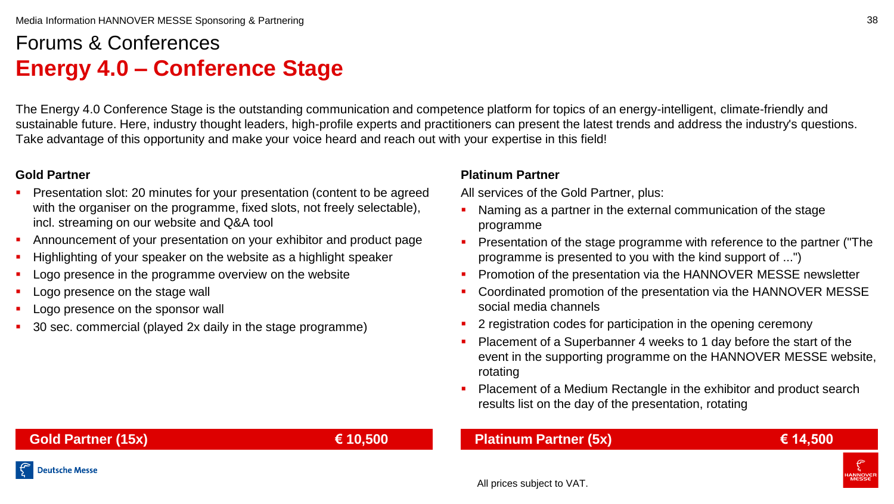# Forums & Conferences

## Energy 4.0 – Conference Stage

The Energy 4.0 Conference Stage is the outstanding communication and competence platform for topics of an energy-intelligent, climate-friendly and sustainable future. Here, industry thought leaders, high-profile experts and practitioners can present the latest trends and address the industry's questions. Take advantage of this opportunity and make your voice heard and reach out with your expertise in this field!

**Gold Partner**

- Presentation slot: 20 minutes for your presentation (content to be agreed with the organiser on the programme, fixed slots, not freely selectable), incl. streaming on our website and Q&A tool
- Announcement of your presentation on your exhibitor and product page
- Highlighting of your speaker on the website as a highlight speaker
- Logo presence in the programme overview on the website
- Logo presence on the stage wall
- Logo presence on the sponsor wall
- 30 sec. commercial (played 2x daily in the stage programme)

**Gold Partner (15x) € 10,500**

**Platinum Partner**

All services of the Gold Partner, plus:

- Naming as a partner in the external communication of the stage programme
- Presentation of the stage programme with reference to the partner ("The programme is presented to you with the kind support of ...")
- Promotion of the presentation via the HANNOVER MESSE newsletter
- Coordinated promotion of the presentation via the HANNOVER MESSE social media channels
- 2 registration codes for participation in the opening ceremony
- Placement of a Superbanner 4 weeks to 1 day before the start of the event in the supporting programme on the HANNOVER MESSE website, rotating
- Placement of a Medium Rectangle in the exhibitor and product search results list on the day of the presentation, rotating

**Platinum Partner (5x) € 14,500**

All prices subject to VAT.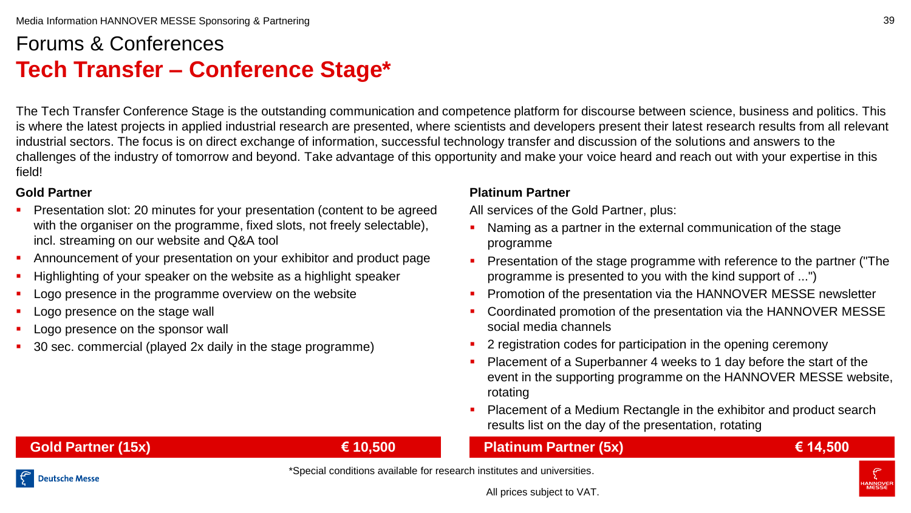# Forums & Conferences

## Tech Transfer – Conference Stage*

The Tech Transfer Conference Stage is the outstanding communication and competence platform for discourse between science, business and politics. This is where the latest projects in applied industrial research are presented, where scientists and developers present their latest research results from all relevant industrial sectors. The focus is on direct exchange of information, successful technology transfer and discussion of the solutions and answers to the challenges of the industry of tomorrow and beyond. Take advantage of this opportunity and make your voice heard and reach out with your expertise in this field!

**Gold Partner**

- Presentation slot: 20 minutes for your presentation (content to be agreed with the organiser on the programme, fixed slots, not freely selectable), incl. streaming on our website and Q&A tool
- Announcement of your presentation on your exhibitor and product page
- Highlighting of your speaker on the website as a highlight speaker
- Logo presence in the programme overview on the website
- Logo presence on the stage wall
- Logo presence on the sponsor wall
- 30 sec. commercial (played 2x daily in the stage programme)

**Gold Partner (15x) — € 10,500**

**Platinum Partner**

All services of the Gold Partner, plus:

- Naming as a partner in the external communication of the stage programme
- Presentation of the stage programme with reference to the partner ("The programme is presented to you with the kind support of ...")
- Promotion of the presentation via the HANNOVER MESSE newsletter
- Coordinated promotion of the presentation via the HANNOVER MESSE social media channels
- 2 registration codes for participation in the opening ceremony
- Placement of a Superbanner 4 weeks to 1 day before the start of the event in the supporting programme on the HANNOVER MESSE website, rotating
- Placement of a Medium Rectangle in the exhibitor and product search results list on the day of the presentation, rotating

**Platinum Partner (5x) — € 14,500**

*Special conditions available for research institutes and universities.

All prices subject to VAT.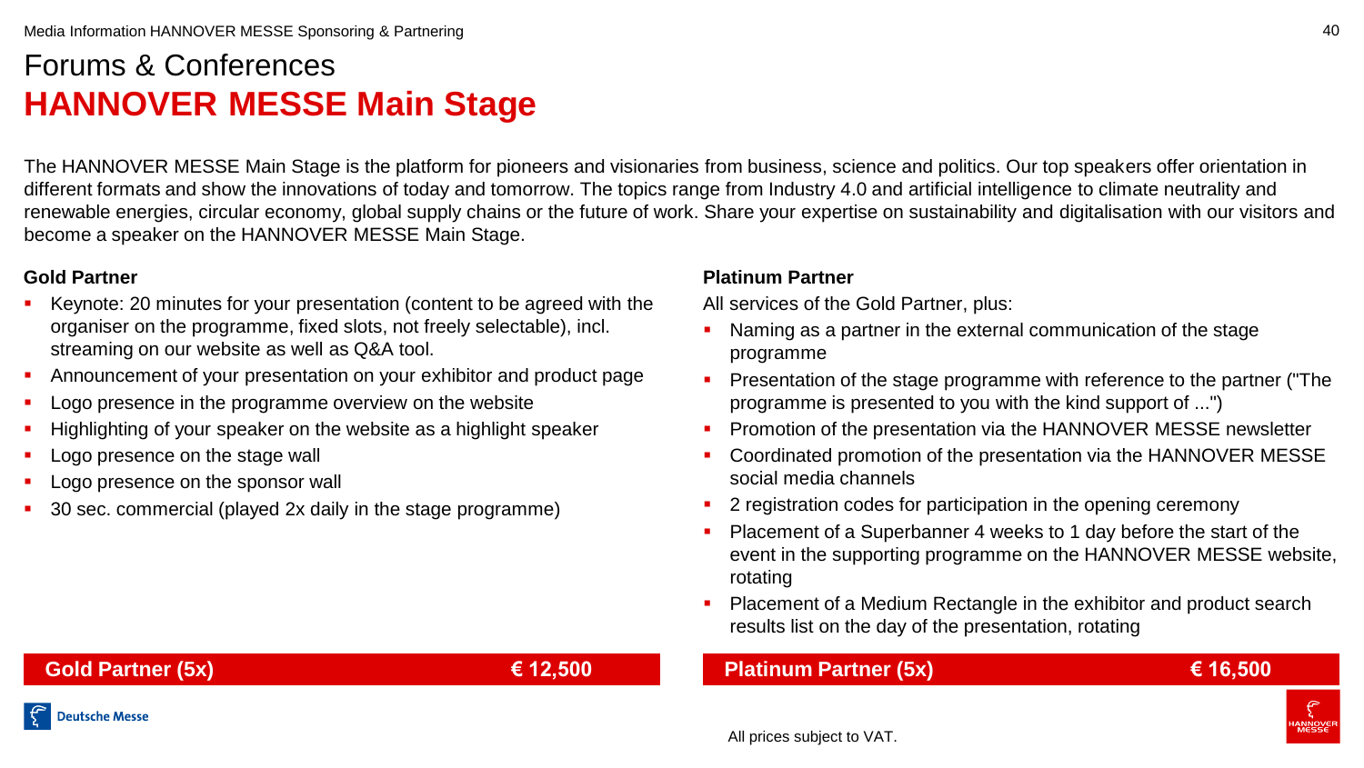# Forums & Conferences
## HANNOVER MESSE Main Stage

The HANNOVER MESSE Main Stage is the platform for pioneers and visionaries from business, science and politics. Our top speakers offer orientation in different formats and show the innovations of today and tomorrow. The topics range from Industry 4.0 and artificial intelligence to climate neutrality and renewable energies, circular economy, global supply chains or the future of work. Share your expertise on sustainability and digitalisation with our visitors and become a speaker on the HANNOVER MESSE Main Stage.

**Gold Partner**

- Keynote: 20 minutes for your presentation (content to be agreed with the organiser on the programme, fixed slots, not freely selectable), incl. streaming on our website as well as Q&A tool.
- Announcement of your presentation on your exhibitor and product page
- Logo presence in the programme overview on the website
- Highlighting of your speaker on the website as a highlight speaker
- Logo presence on the stage wall
- Logo presence on the sponsor wall
- 30 sec. commercial (played 2x daily in the stage programme)

**Gold Partner (5x) — € 12,500**

**Platinum Partner**

All services of the Gold Partner, plus:

- Naming as a partner in the external communication of the stage programme
- Presentation of the stage programme with reference to the partner ("The programme is presented to you with the kind support of ...")
- Promotion of the presentation via the HANNOVER MESSE newsletter
- Coordinated promotion of the presentation via the HANNOVER MESSE social media channels
- 2 registration codes for participation in the opening ceremony
- Placement of a Superbanner 4 weeks to 1 day before the start of the event in the supporting programme on the HANNOVER MESSE website, rotating
- Placement of a Medium Rectangle in the exhibitor and product search results list on the day of the presentation, rotating

**Platinum Partner (5x) — € 16,500**

All prices subject to VAT.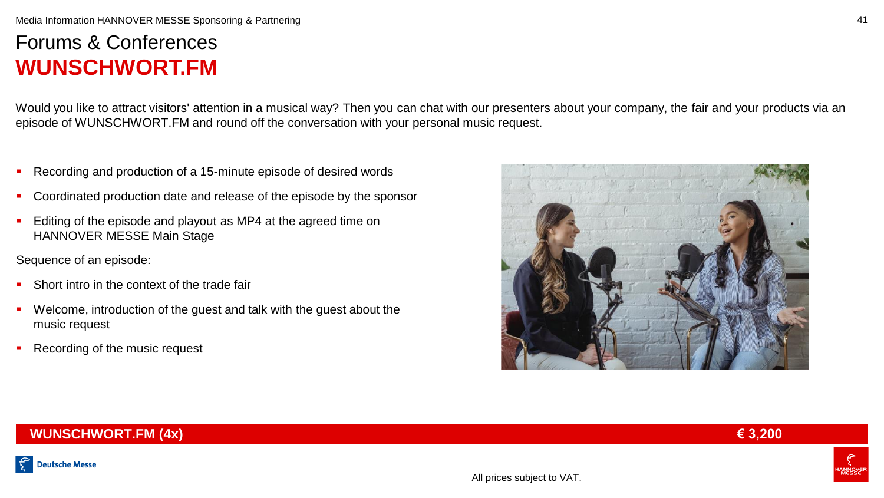# Forums & Conferences
# WUNSCHWORT.FM

Would you like to attract visitors' attention in a musical way? Then you can chat with our presenters about your company, the fair and your products via an episode of WUNSCHWORT.FM and round off the conversation with your personal music request.

- Recording and production of a 15-minute episode of desired words
- Coordinated production date and release of the episode by the sponsor
- Editing of the episode and playout as MP4 at the agreed time on HANNOVER MESSE Main Stage

Sequence of an episode:

- Short intro in the context of the trade fair
- Welcome, introduction of the guest and talk with the guest about the music request
- Recording of the music request

| **WUNSCHWORT.FM (4x)** | **€ 3,200** |
|---|---|

All prices subject to VAT.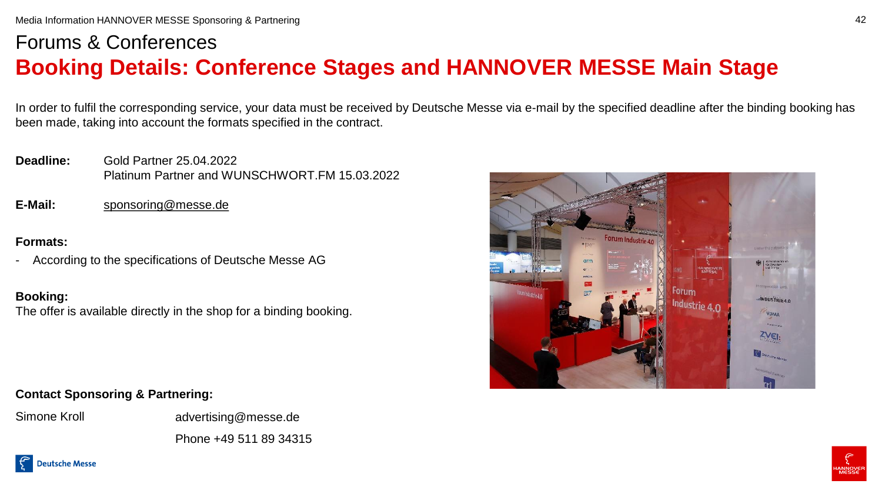# Forums & Conferences

## Booking Details: Conference Stages and HANNOVER MESSE Main Stage

In order to fulfil the corresponding service, your data must be received by Deutsche Messe via e-mail by the specified deadline after the binding booking has been made, taking into account the formats specified in the contract.

**Deadline:** Gold Partner 25.04.2022
Platinum Partner and WUNSCHWORT.FM 15.03.2022

**E-Mail:** sponsoring@messe.de

**Formats:**

- According to the specifications of Deutsche Messe AG

**Booking:**
The offer is available directly in the shop for a binding booking.

**Contact Sponsoring & Partnering:**

Simone Kroll
advertising@messe.de
Phone +49 511 89 34315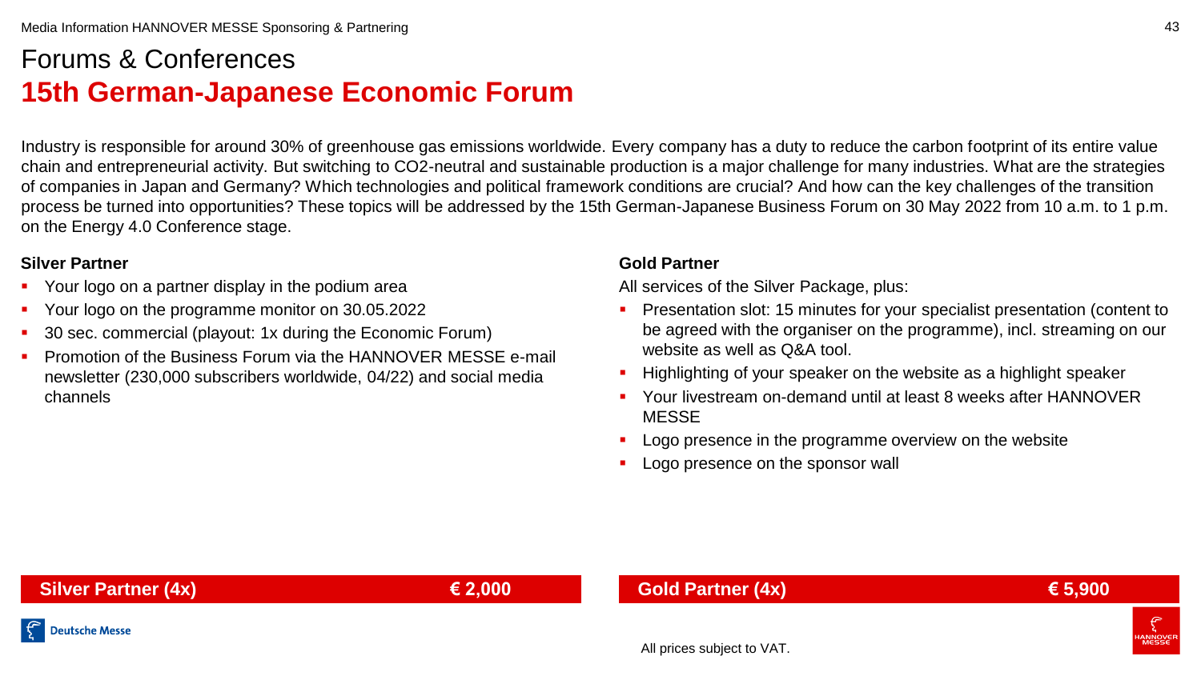# Forums & Conferences

## 15th German-Japanese Economic Forum

Industry is responsible for around 30% of greenhouse gas emissions worldwide. Every company has a duty to reduce the carbon footprint of its entire value chain and entrepreneurial activity. But switching to CO2-neutral and sustainable production is a major challenge for many industries. What are the strategies of companies in Japan and Germany? Which technologies and political framework conditions are crucial? And how can the key challenges of the transition process be turned into opportunities? These topics will be addressed by the 15th German-Japanese Business Forum on 30 May 2022 from 10 a.m. to 1 p.m. on the Energy 4.0 Conference stage.

**Silver Partner**

- Your logo on a partner display in the podium area
- Your logo on the programme monitor on 30.05.2022
- 30 sec. commercial (playout: 1x during the Economic Forum)
- Promotion of the Business Forum via the HANNOVER MESSE e-mail newsletter (230,000 subscribers worldwide, 04/22) and social media channels

**Gold Partner**

All services of the Silver Package, plus:

- Presentation slot: 15 minutes for your specialist presentation (content to be agreed with the organiser on the programme), incl. streaming on our website as well as Q&A tool.
- Highlighting of your speaker on the website as a highlight speaker
- Your livestream on-demand until at least 8 weeks after HANNOVER MESSE
- Logo presence in the programme overview on the website
- Logo presence on the sponsor wall

| Package | Price |
|---|---|
| **Silver Partner (4x)** | **€ 2,000** |
| **Gold Partner (4x)** | **€ 5,900** |

All prices subject to VAT.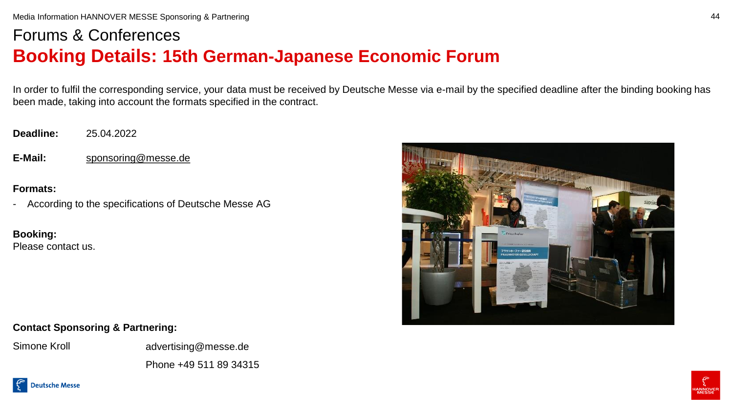# Forums & Conferences

## Booking Details: 15th German-Japanese Economic Forum

In order to fulfil the corresponding service, your data must be received by Deutsche Messe via e-mail by the specified deadline after the binding booking has been made, taking into account the formats specified in the contract.

**Deadline:** 25.04.2022

**E-Mail:** sponsoring@messe.de

**Formats:**

- According to the specifications of Deutsche Messe AG

**Booking:**
Please contact us.

**Contact Sponsoring & Partnering:**

Simone Kroll
advertising@messe.de
Phone +49 511 89 34315